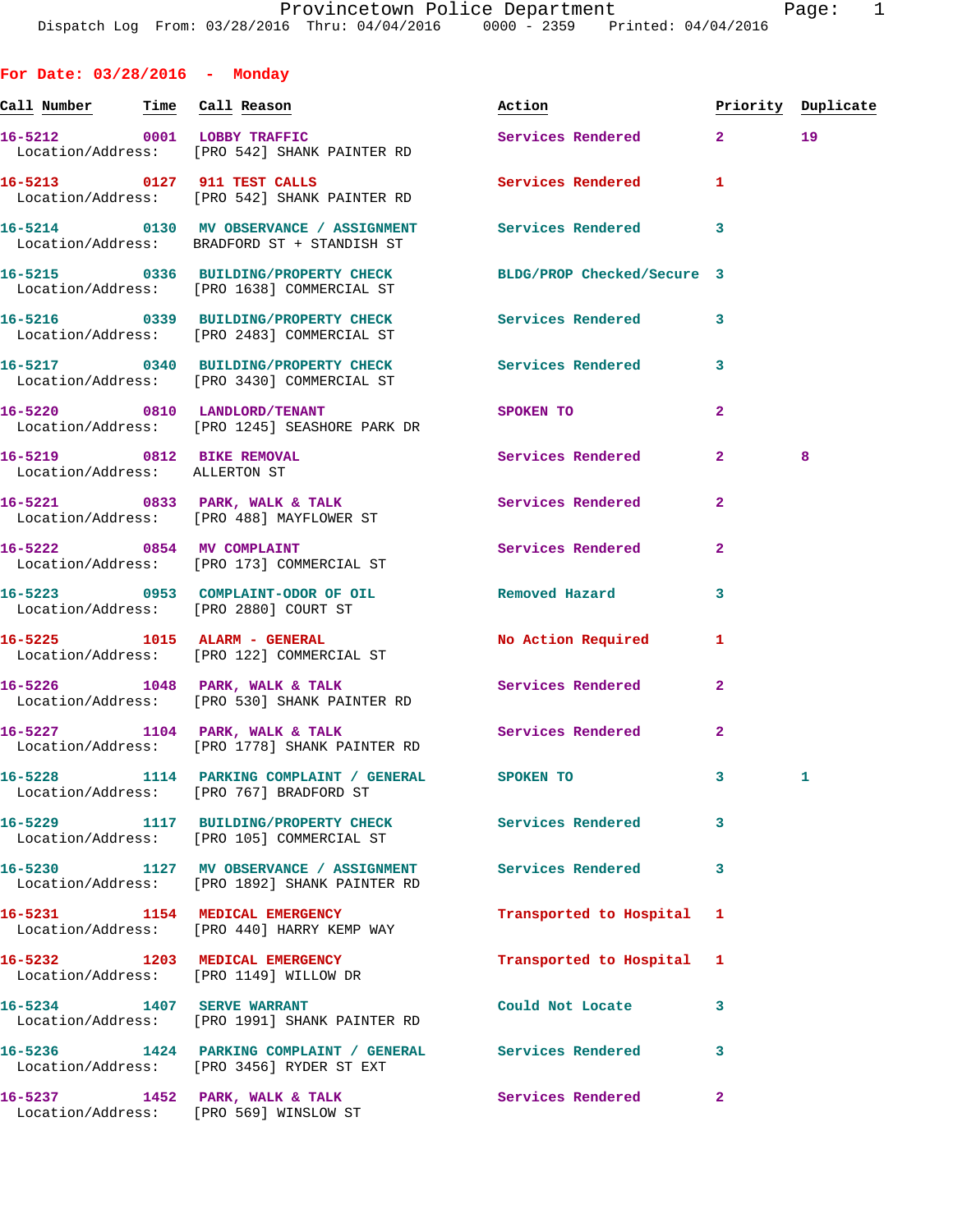Provincetown Police Department
Dispatch Log From: 03/28/2016 Thru: 04/04/2016 0000 - 2359 Printed: 04/04/2016

## For Date: 03/28/2016 - Monday

| Call Number | Time | Call Reason | Action | Priority | Duplicate |
|---|---|---|---|---|---|
| 16-5212 | 0001 | LOBBY TRAFFIC | Services Rendered | 2 | 19 |
| Location/Address: | | [PRO 542] SHANK PAINTER RD | | | |
| 16-5213 | 0127 | 911 TEST CALLS | Services Rendered | 1 | |
| Location/Address: | | [PRO 542] SHANK PAINTER RD | | | |
| 16-5214 | 0130 | MV OBSERVANCE / ASSIGNMENT | Services Rendered | 3 | |
| Location/Address: | | BRADFORD ST + STANDISH ST | | | |
| 16-5215 | 0336 | BUILDING/PROPERTY CHECK | BLDG/PROP Checked/Secure | 3 | |
| Location/Address: | | [PRO 1638] COMMERCIAL ST | | | |
| 16-5216 | 0339 | BUILDING/PROPERTY CHECK | Services Rendered | 3 | |
| Location/Address: | | [PRO 2483] COMMERCIAL ST | | | |
| 16-5217 | 0340 | BUILDING/PROPERTY CHECK | Services Rendered | 3 | |
| Location/Address: | | [PRO 3430] COMMERCIAL ST | | | |
| 16-5220 | 0810 | LANDLORD/TENANT | SPOKEN TO | 2 | |
| Location/Address: | | [PRO 1245] SEASHORE PARK DR | | | |
| 16-5219 | 0812 | BIKE REMOVAL | Services Rendered | 2 | 8 |
| Location/Address: | | ALLERTON ST | | | |
| 16-5221 | 0833 | PARK, WALK & TALK | Services Rendered | 2 | |
| Location/Address: | | [PRO 488] MAYFLOWER ST | | | |
| 16-5222 | 0854 | MV COMPLAINT | Services Rendered | 2 | |
| Location/Address: | | [PRO 173] COMMERCIAL ST | | | |
| 16-5223 | 0953 | COMPLAINT-ODOR OF OIL | Removed Hazard | 3 | |
| Location/Address: | | [PRO 2880] COURT ST | | | |
| 16-5225 | 1015 | ALARM - GENERAL | No Action Required | 1 | |
| Location/Address: | | [PRO 122] COMMERCIAL ST | | | |
| 16-5226 | 1048 | PARK, WALK & TALK | Services Rendered | 2 | |
| Location/Address: | | [PRO 530] SHANK PAINTER RD | | | |
| 16-5227 | 1104 | PARK, WALK & TALK | Services Rendered | 2 | |
| Location/Address: | | [PRO 1778] SHANK PAINTER RD | | | |
| 16-5228 | 1114 | PARKING COMPLAINT / GENERAL | SPOKEN TO | 3 | 1 |
| Location/Address: | | [PRO 767] BRADFORD ST | | | |
| 16-5229 | 1117 | BUILDING/PROPERTY CHECK | Services Rendered | 3 | |
| Location/Address: | | [PRO 105] COMMERCIAL ST | | | |
| 16-5230 | 1127 | MV OBSERVANCE / ASSIGNMENT | Services Rendered | 3 | |
| Location/Address: | | [PRO 1892] SHANK PAINTER RD | | | |
| 16-5231 | 1154 | MEDICAL EMERGENCY | Transported to Hospital | 1 | |
| Location/Address: | | [PRO 440] HARRY KEMP WAY | | | |
| 16-5232 | 1203 | MEDICAL EMERGENCY | Transported to Hospital | 1 | |
| Location/Address: | | [PRO 1149] WILLOW DR | | | |
| 16-5234 | 1407 | SERVE WARRANT | Could Not Locate | 3 | |
| Location/Address: | | [PRO 1991] SHANK PAINTER RD | | | |
| 16-5236 | 1424 | PARKING COMPLAINT / GENERAL | Services Rendered | 3 | |
| Location/Address: | | [PRO 3456] RYDER ST EXT | | | |
| 16-5237 | 1452 | PARK, WALK & TALK | Services Rendered | 2 | |
| Location/Address: | | [PRO 569] WINSLOW ST | | | |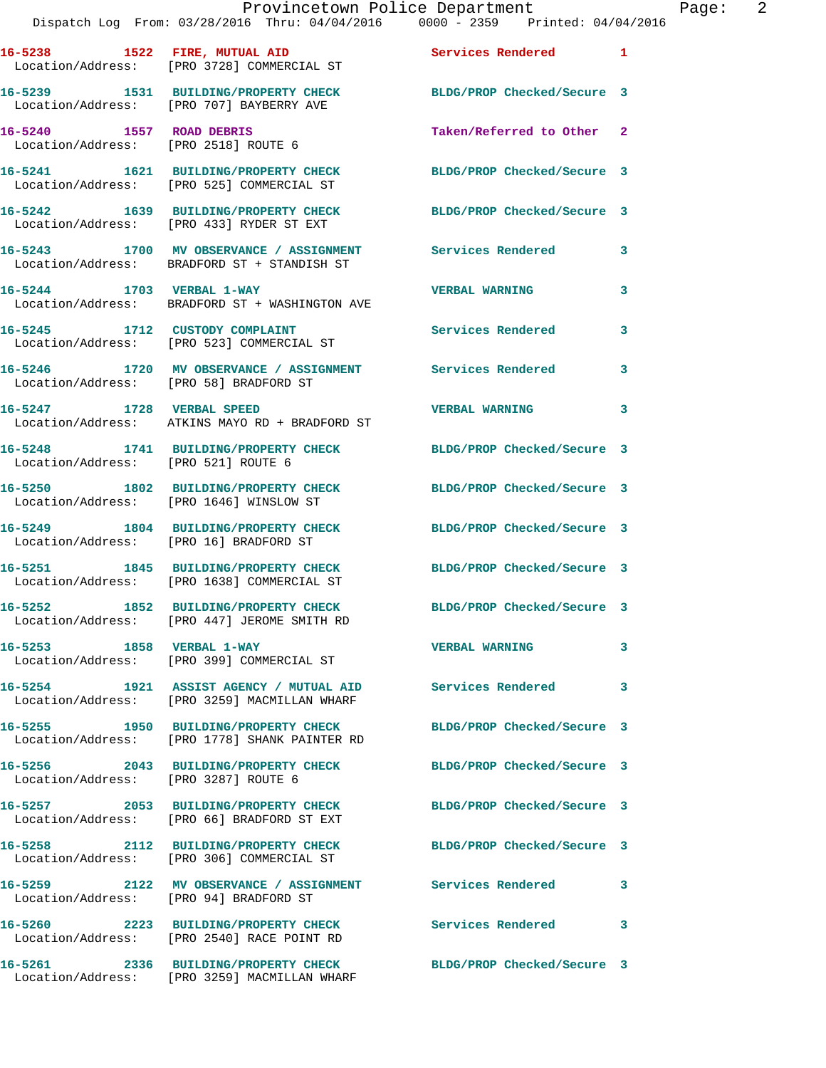16-5238 1522 FIRE, MUTUAL AID Services Rendered 1
Location/Address: [PRO 3728] COMMERCIAL ST

16-5239 1531 BUILDING/PROPERTY CHECK BLDG/PROP Checked/Secure 3
Location/Address: [PRO 707] BAYBERRY AVE

16-5240 1557 ROAD DEBRIS Taken/Referred to Other 2
Location/Address: [PRO 2518] ROUTE 6

16-5241 1621 BUILDING/PROPERTY CHECK BLDG/PROP Checked/Secure 3
Location/Address: [PRO 525] COMMERCIAL ST

16-5242 1639 BUILDING/PROPERTY CHECK BLDG/PROP Checked/Secure 3
Location/Address: [PRO 433] RYDER ST EXT

16-5243 1700 MV OBSERVANCE / ASSIGNMENT Services Rendered 3
Location/Address: BRADFORD ST + STANDISH ST

16-5244 1703 VERBAL 1-WAY VERBAL WARNING 3
Location/Address: BRADFORD ST + WASHINGTON AVE

16-5245 1712 CUSTODY COMPLAINT Services Rendered 3
Location/Address: [PRO 523] COMMERCIAL ST

16-5246 1720 MV OBSERVANCE / ASSIGNMENT Services Rendered 3
Location/Address: [PRO 58] BRADFORD ST

16-5247 1728 VERBAL SPEED VERBAL WARNING 3
Location/Address: ATKINS MAYO RD + BRADFORD ST

16-5248 1741 BUILDING/PROPERTY CHECK BLDG/PROP Checked/Secure 3
Location/Address: [PRO 521] ROUTE 6

16-5250 1802 BUILDING/PROPERTY CHECK BLDG/PROP Checked/Secure 3
Location/Address: [PRO 1646] WINSLOW ST

16-5249 1804 BUILDING/PROPERTY CHECK BLDG/PROP Checked/Secure 3
Location/Address: [PRO 16] BRADFORD ST

16-5251 1845 BUILDING/PROPERTY CHECK BLDG/PROP Checked/Secure 3
Location/Address: [PRO 1638] COMMERCIAL ST

16-5252 1852 BUILDING/PROPERTY CHECK BLDG/PROP Checked/Secure 3
Location/Address: [PRO 447] JEROME SMITH RD

16-5253 1858 VERBAL 1-WAY VERBAL WARNING 3
Location/Address: [PRO 399] COMMERCIAL ST

16-5254 1921 ASSIST AGENCY / MUTUAL AID Services Rendered 3
Location/Address: [PRO 3259] MACMILLAN WHARF

16-5255 1950 BUILDING/PROPERTY CHECK BLDG/PROP Checked/Secure 3
Location/Address: [PRO 1778] SHANK PAINTER RD

16-5256 2043 BUILDING/PROPERTY CHECK BLDG/PROP Checked/Secure 3
Location/Address: [PRO 3287] ROUTE 6

16-5257 2053 BUILDING/PROPERTY CHECK BLDG/PROP Checked/Secure 3
Location/Address: [PRO 66] BRADFORD ST EXT

16-5258 2112 BUILDING/PROPERTY CHECK BLDG/PROP Checked/Secure 3
Location/Address: [PRO 306] COMMERCIAL ST

16-5259 2122 MV OBSERVANCE / ASSIGNMENT Services Rendered 3
Location/Address: [PRO 94] BRADFORD ST

16-5260 2223 BUILDING/PROPERTY CHECK Services Rendered 3
Location/Address: [PRO 2540] RACE POINT RD

16-5261 2336 BUILDING/PROPERTY CHECK BLDG/PROP Checked/Secure 3
Location/Address: [PRO 3259] MACMILLAN WHARF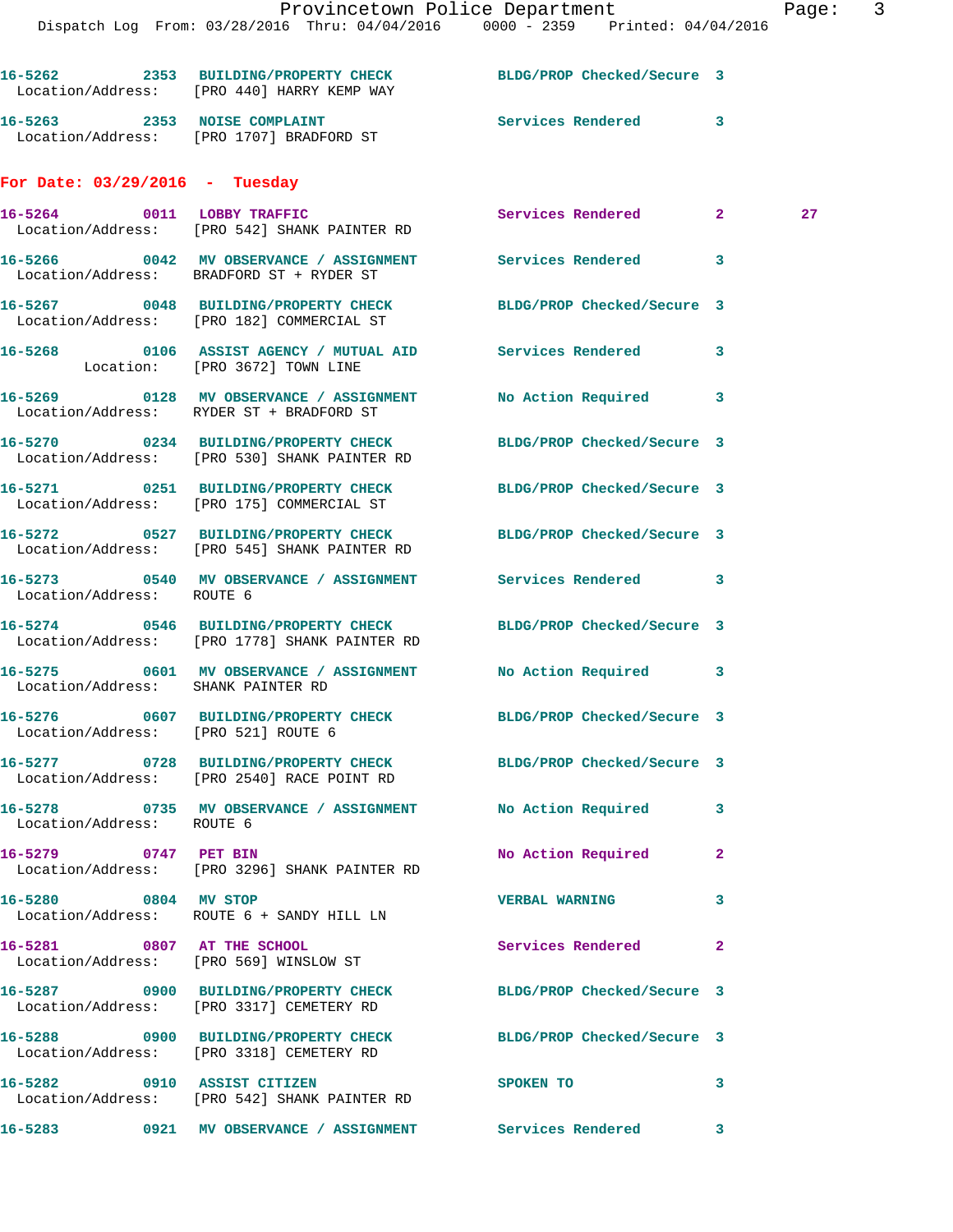16-5262 2353 **BUILDING/PROPERTY CHECK** BLDG/PROP Checked/Secure 3
Location/Address: [PRO 440] HARRY KEMP WAY

16-5263 2353 **NOISE COMPLAINT** Services Rendered 3
Location/Address: [PRO 1707] BRADFORD ST

## For Date: 03/29/2016 - Tuesday

16-5264 0011 **LOBBY TRAFFIC** Services Rendered 2 27
Location/Address: [PRO 542] SHANK PAINTER RD

16-5266 0042 **MV OBSERVANCE / ASSIGNMENT** Services Rendered 3
Location/Address: BRADFORD ST + RYDER ST

16-5267 0048 **BUILDING/PROPERTY CHECK** BLDG/PROP Checked/Secure 3
Location/Address: [PRO 182] COMMERCIAL ST

16-5268 0106 **ASSIST AGENCY / MUTUAL AID** Services Rendered 3
Location: [PRO 3672] TOWN LINE

16-5269 0128 **MV OBSERVANCE / ASSIGNMENT** No Action Required 3
Location/Address: RYDER ST + BRADFORD ST

16-5270 0234 **BUILDING/PROPERTY CHECK** BLDG/PROP Checked/Secure 3
Location/Address: [PRO 530] SHANK PAINTER RD

16-5271 0251 **BUILDING/PROPERTY CHECK** BLDG/PROP Checked/Secure 3
Location/Address: [PRO 175] COMMERCIAL ST

16-5272 0527 **BUILDING/PROPERTY CHECK** BLDG/PROP Checked/Secure 3
Location/Address: [PRO 545] SHANK PAINTER RD

16-5273 0540 **MV OBSERVANCE / ASSIGNMENT** Services Rendered 3
Location/Address: ROUTE 6

16-5274 0546 **BUILDING/PROPERTY CHECK** BLDG/PROP Checked/Secure 3
Location/Address: [PRO 1778] SHANK PAINTER RD

16-5275 0601 **MV OBSERVANCE / ASSIGNMENT** No Action Required 3
Location/Address: SHANK PAINTER RD

16-5276 0607 **BUILDING/PROPERTY CHECK** BLDG/PROP Checked/Secure 3
Location/Address: [PRO 521] ROUTE 6

16-5277 0728 **BUILDING/PROPERTY CHECK** BLDG/PROP Checked/Secure 3
Location/Address: [PRO 2540] RACE POINT RD

16-5278 0735 **MV OBSERVANCE / ASSIGNMENT** No Action Required 3
Location/Address: ROUTE 6

16-5279 0747 **PET BIN** No Action Required 2
Location/Address: [PRO 3296] SHANK PAINTER RD

16-5280 0804 **MV STOP** VERBAL WARNING 3
Location/Address: ROUTE 6 + SANDY HILL LN

16-5281 0807 **AT THE SCHOOL** Services Rendered 2
Location/Address: [PRO 569] WINSLOW ST

16-5287 0900 **BUILDING/PROPERTY CHECK** BLDG/PROP Checked/Secure 3
Location/Address: [PRO 3317] CEMETERY RD

16-5288 0900 **BUILDING/PROPERTY CHECK** BLDG/PROP Checked/Secure 3
Location/Address: [PRO 3318] CEMETERY RD

16-5282 0910 **ASSIST CITIZEN** SPOKEN TO 3
Location/Address: [PRO 542] SHANK PAINTER RD

16-5283 0921 **MV OBSERVANCE / ASSIGNMENT** Services Rendered 3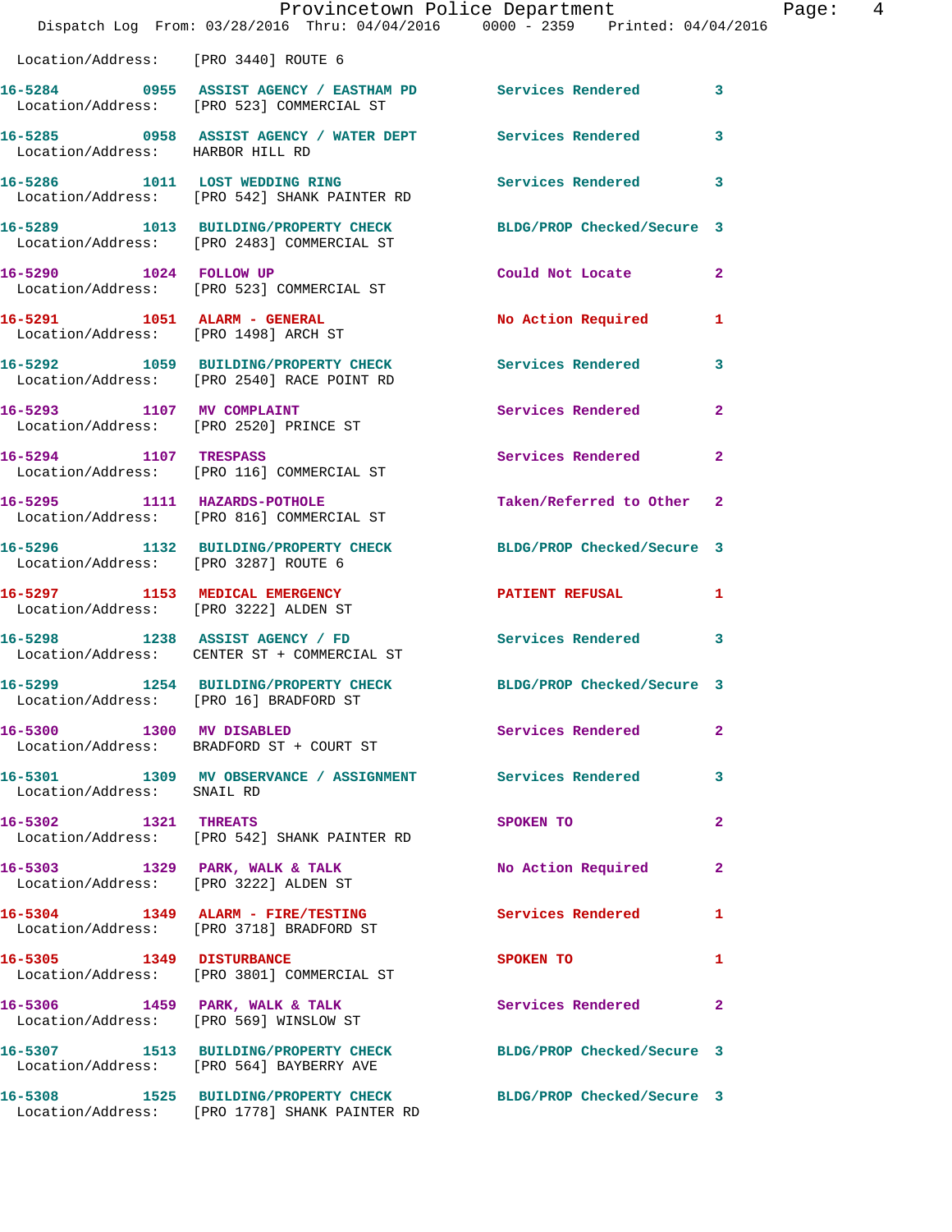Location/Address: [PRO 3440] ROUTE 6

| Call | Time | Type | Disposition | Priority |
|---|---|---|---|---|
| 16-5284 | 0955 | ASSIST AGENCY / EASTHAM PD | Services Rendered | 3 |
| Location/Address: | | [PRO 523] COMMERCIAL ST | | |
| 16-5285 | 0958 | ASSIST AGENCY / WATER DEPT | Services Rendered | 3 |
| Location/Address: | | HARBOR HILL RD | | |
| 16-5286 | 1011 | LOST WEDDING RING | Services Rendered | 3 |
| Location/Address: | | [PRO 542] SHANK PAINTER RD | | |
| 16-5289 | 1013 | BUILDING/PROPERTY CHECK | BLDG/PROP Checked/Secure | 3 |
| Location/Address: | | [PRO 2483] COMMERCIAL ST | | |
| 16-5290 | 1024 | FOLLOW UP | Could Not Locate | 2 |
| Location/Address: | | [PRO 523] COMMERCIAL ST | | |
| 16-5291 | 1051 | ALARM - GENERAL | No Action Required | 1 |
| Location/Address: | | [PRO 1498] ARCH ST | | |
| 16-5292 | 1059 | BUILDING/PROPERTY CHECK | Services Rendered | 3 |
| Location/Address: | | [PRO 2540] RACE POINT RD | | |
| 16-5293 | 1107 | MV COMPLAINT | Services Rendered | 2 |
| Location/Address: | | [PRO 2520] PRINCE ST | | |
| 16-5294 | 1107 | TRESPASS | Services Rendered | 2 |
| Location/Address: | | [PRO 116] COMMERCIAL ST | | |
| 16-5295 | 1111 | HAZARDS-POTHOLE | Taken/Referred to Other | 2 |
| Location/Address: | | [PRO 816] COMMERCIAL ST | | |
| 16-5296 | 1132 | BUILDING/PROPERTY CHECK | BLDG/PROP Checked/Secure | 3 |
| Location/Address: | | [PRO 3287] ROUTE 6 | | |
| 16-5297 | 1153 | MEDICAL EMERGENCY | PATIENT REFUSAL | 1 |
| Location/Address: | | [PRO 3222] ALDEN ST | | |
| 16-5298 | 1238 | ASSIST AGENCY / FD | Services Rendered | 3 |
| Location/Address: | | CENTER ST + COMMERCIAL ST | | |
| 16-5299 | 1254 | BUILDING/PROPERTY CHECK | BLDG/PROP Checked/Secure | 3 |
| Location/Address: | | [PRO 16] BRADFORD ST | | |
| 16-5300 | 1300 | MV DISABLED | Services Rendered | 2 |
| Location/Address: | | BRADFORD ST + COURT ST | | |
| 16-5301 | 1309 | MV OBSERVANCE / ASSIGNMENT | Services Rendered | 3 |
| Location/Address: | | SNAIL RD | | |
| 16-5302 | 1321 | THREATS | SPOKEN TO | 2 |
| Location/Address: | | [PRO 542] SHANK PAINTER RD | | |
| 16-5303 | 1329 | PARK, WALK & TALK | No Action Required | 2 |
| Location/Address: | | [PRO 3222] ALDEN ST | | |
| 16-5304 | 1349 | ALARM - FIRE/TESTING | Services Rendered | 1 |
| Location/Address: | | [PRO 3718] BRADFORD ST | | |
| 16-5305 | 1349 | DISTURBANCE | SPOKEN TO | 1 |
| Location/Address: | | [PRO 3801] COMMERCIAL ST | | |
| 16-5306 | 1459 | PARK, WALK & TALK | Services Rendered | 2 |
| Location/Address: | | [PRO 569] WINSLOW ST | | |
| 16-5307 | 1513 | BUILDING/PROPERTY CHECK | BLDG/PROP Checked/Secure | 3 |
| Location/Address: | | [PRO 564] BAYBERRY AVE | | |
| 16-5308 | 1525 | BUILDING/PROPERTY CHECK | BLDG/PROP Checked/Secure | 3 |
| Location/Address: | | [PRO 1778] SHANK PAINTER RD | | |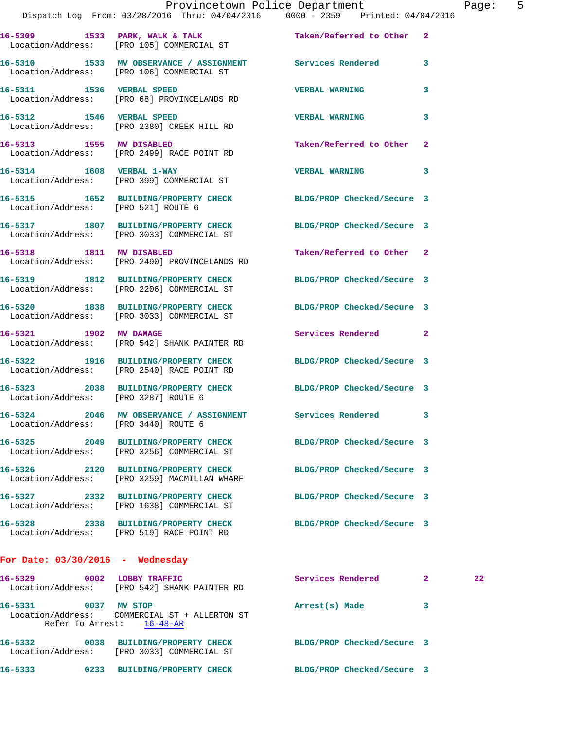16-5309 1533 PARK, WALK & TALK Taken/Referred to Other 2
Location/Address: [PRO 105] COMMERCIAL ST

16-5310 1533 MV OBSERVANCE / ASSIGNMENT Services Rendered 3
Location/Address: [PRO 106] COMMERCIAL ST

16-5311 1536 VERBAL SPEED VERBAL WARNING 3
Location/Address: [PRO 68] PROVINCELANDS RD

16-5312 1546 VERBAL SPEED VERBAL WARNING 3
Location/Address: [PRO 2380] CREEK HILL RD

16-5313 1555 MV DISABLED Taken/Referred to Other 2
Location/Address: [PRO 2499] RACE POINT RD

16-5314 1608 VERBAL 1-WAY VERBAL WARNING 3
Location/Address: [PRO 399] COMMERCIAL ST

16-5315 1652 BUILDING/PROPERTY CHECK BLDG/PROP Checked/Secure 3
Location/Address: [PRO 521] ROUTE 6

16-5317 1807 BUILDING/PROPERTY CHECK BLDG/PROP Checked/Secure 3
Location/Address: [PRO 3033] COMMERCIAL ST

16-5318 1811 MV DISABLED Taken/Referred to Other 2
Location/Address: [PRO 2490] PROVINCELANDS RD

16-5319 1812 BUILDING/PROPERTY CHECK BLDG/PROP Checked/Secure 3
Location/Address: [PRO 2206] COMMERCIAL ST

16-5320 1838 BUILDING/PROPERTY CHECK BLDG/PROP Checked/Secure 3
Location/Address: [PRO 3033] COMMERCIAL ST

16-5321 1902 MV DAMAGE Services Rendered 2
Location/Address: [PRO 542] SHANK PAINTER RD

16-5322 1916 BUILDING/PROPERTY CHECK BLDG/PROP Checked/Secure 3
Location/Address: [PRO 2540] RACE POINT RD

16-5323 2038 BUILDING/PROPERTY CHECK BLDG/PROP Checked/Secure 3
Location/Address: [PRO 3287] ROUTE 6

16-5324 2046 MV OBSERVANCE / ASSIGNMENT Services Rendered 3
Location/Address: [PRO 3440] ROUTE 6

16-5325 2049 BUILDING/PROPERTY CHECK BLDG/PROP Checked/Secure 3
Location/Address: [PRO 3256] COMMERCIAL ST

16-5326 2120 BUILDING/PROPERTY CHECK BLDG/PROP Checked/Secure 3
Location/Address: [PRO 3259] MACMILLAN WHARF

16-5327 2332 BUILDING/PROPERTY CHECK BLDG/PROP Checked/Secure 3
Location/Address: [PRO 1638] COMMERCIAL ST

16-5328 2338 BUILDING/PROPERTY CHECK BLDG/PROP Checked/Secure 3
Location/Address: [PRO 519] RACE POINT RD

**For Date: 03/30/2016 - Wednesday**

16-5329 0002 LOBBY TRAFFIC Services Rendered 2 22
Location/Address: [PRO 542] SHANK PAINTER RD

16-5331 0037 MV STOP Arrest(s) Made 3
Location/Address: COMMERCIAL ST + ALLERTON ST
Refer To Arrest: 16-48-AR

16-5332 0038 BUILDING/PROPERTY CHECK BLDG/PROP Checked/Secure 3
Location/Address: [PRO 3033] COMMERCIAL ST

16-5333 0233 BUILDING/PROPERTY CHECK BLDG/PROP Checked/Secure 3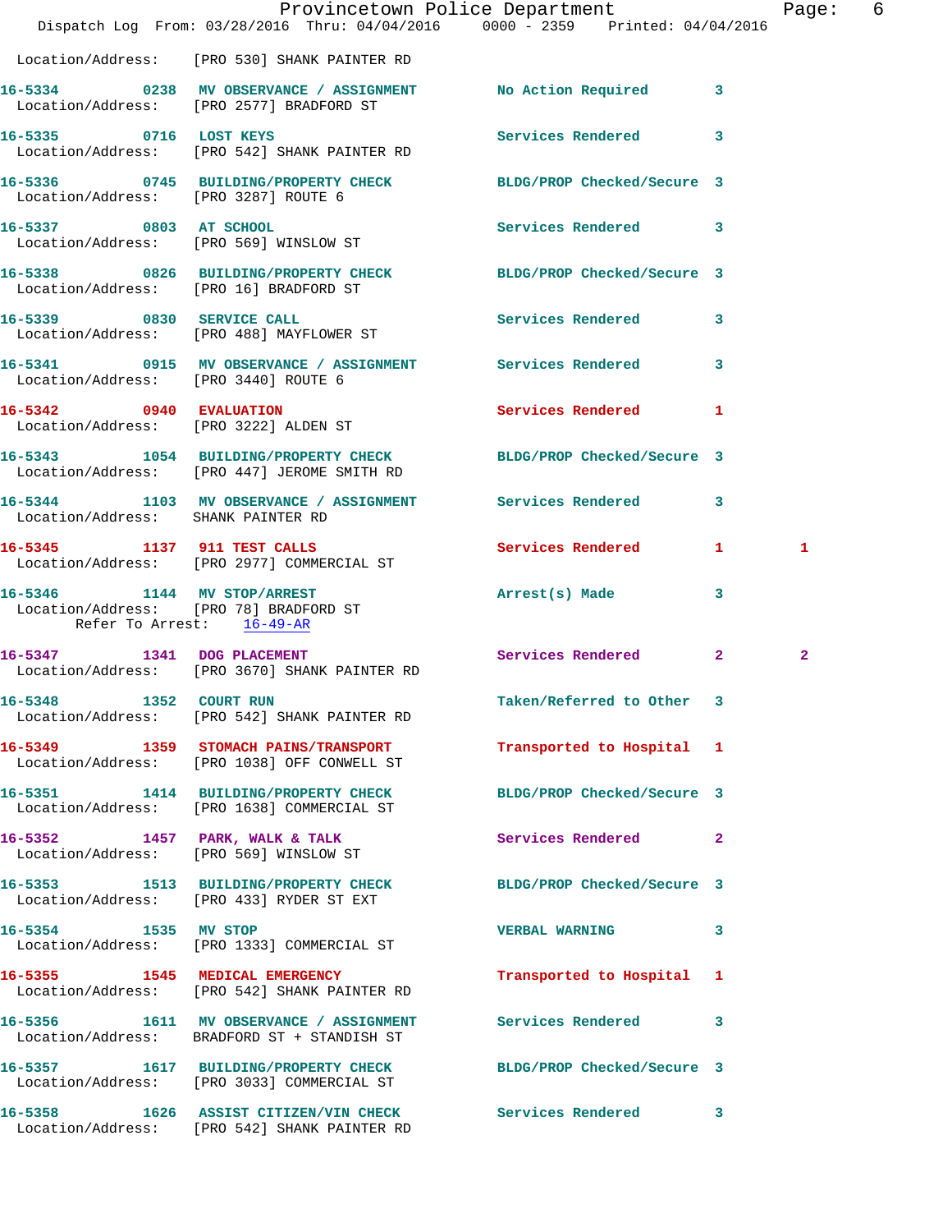Location/Address: [PRO 530] SHANK PAINTER RD

16-5334 0238 MV OBSERVANCE / ASSIGNMENT No Action Required 3
Location/Address: [PRO 2577] BRADFORD ST

16-5335 0716 LOST KEYS Services Rendered 3
Location/Address: [PRO 542] SHANK PAINTER RD

16-5336 0745 BUILDING/PROPERTY CHECK BLDG/PROP Checked/Secure 3
Location/Address: [PRO 3287] ROUTE 6

16-5337 0803 AT SCHOOL Services Rendered 3
Location/Address: [PRO 569] WINSLOW ST

16-5338 0826 BUILDING/PROPERTY CHECK BLDG/PROP Checked/Secure 3
Location/Address: [PRO 16] BRADFORD ST

16-5339 0830 SERVICE CALL Services Rendered 3
Location/Address: [PRO 488] MAYFLOWER ST

16-5341 0915 MV OBSERVANCE / ASSIGNMENT Services Rendered 3
Location/Address: [PRO 3440] ROUTE 6

16-5342 0940 EVALUATION Services Rendered 1
Location/Address: [PRO 3222] ALDEN ST

16-5343 1054 BUILDING/PROPERTY CHECK BLDG/PROP Checked/Secure 3
Location/Address: [PRO 447] JEROME SMITH RD

16-5344 1103 MV OBSERVANCE / ASSIGNMENT Services Rendered 3
Location/Address: SHANK PAINTER RD

16-5345 1137 911 TEST CALLS Services Rendered 1 1
Location/Address: [PRO 2977] COMMERCIAL ST

16-5346 1144 MV STOP/ARREST Arrest(s) Made 3
Location/Address: [PRO 78] BRADFORD ST
Refer To Arrest: 16-49-AR

16-5347 1341 DOG PLACEMENT Services Rendered 2 2
Location/Address: [PRO 3670] SHANK PAINTER RD

16-5348 1352 COURT RUN Taken/Referred to Other 3
Location/Address: [PRO 542] SHANK PAINTER RD

16-5349 1359 STOMACH PAINS/TRANSPORT Transported to Hospital 1
Location/Address: [PRO 1038] OFF CONWELL ST

16-5351 1414 BUILDING/PROPERTY CHECK BLDG/PROP Checked/Secure 3
Location/Address: [PRO 1638] COMMERCIAL ST

16-5352 1457 PARK, WALK & TALK Services Rendered 2
Location/Address: [PRO 569] WINSLOW ST

16-5353 1513 BUILDING/PROPERTY CHECK BLDG/PROP Checked/Secure 3
Location/Address: [PRO 433] RYDER ST EXT

16-5354 1535 MV STOP VERBAL WARNING 3
Location/Address: [PRO 1333] COMMERCIAL ST

16-5355 1545 MEDICAL EMERGENCY Transported to Hospital 1
Location/Address: [PRO 542] SHANK PAINTER RD

16-5356 1611 MV OBSERVANCE / ASSIGNMENT Services Rendered 3
Location/Address: BRADFORD ST + STANDISH ST

16-5357 1617 BUILDING/PROPERTY CHECK BLDG/PROP Checked/Secure 3
Location/Address: [PRO 3033] COMMERCIAL ST

16-5358 1626 ASSIST CITIZEN/VIN CHECK Services Rendered 3
Location/Address: [PRO 542] SHANK PAINTER RD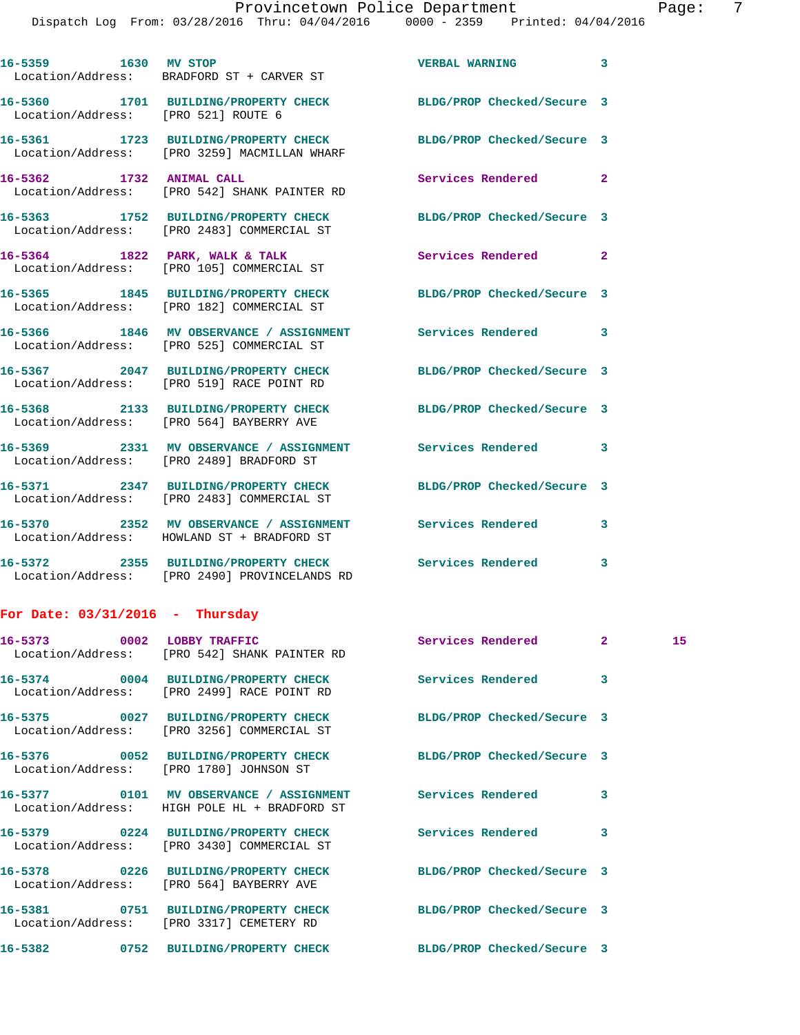16-5359 1630 MV STOP VERBAL WARNING 3
Location/Address: BRADFORD ST + CARVER ST

16-5360 1701 BUILDING/PROPERTY CHECK BLDG/PROP Checked/Secure 3
Location/Address: [PRO 521] ROUTE 6

16-5361 1723 BUILDING/PROPERTY CHECK BLDG/PROP Checked/Secure 3
Location/Address: [PRO 3259] MACMILLAN WHARF

16-5362 1732 ANIMAL CALL Services Rendered 2
Location/Address: [PRO 542] SHANK PAINTER RD

16-5363 1752 BUILDING/PROPERTY CHECK BLDG/PROP Checked/Secure 3
Location/Address: [PRO 2483] COMMERCIAL ST

16-5364 1822 PARK, WALK & TALK Services Rendered 2
Location/Address: [PRO 105] COMMERCIAL ST

16-5365 1845 BUILDING/PROPERTY CHECK BLDG/PROP Checked/Secure 3
Location/Address: [PRO 182] COMMERCIAL ST

16-5366 1846 MV OBSERVANCE / ASSIGNMENT Services Rendered 3
Location/Address: [PRO 525] COMMERCIAL ST

16-5367 2047 BUILDING/PROPERTY CHECK BLDG/PROP Checked/Secure 3
Location/Address: [PRO 519] RACE POINT RD

16-5368 2133 BUILDING/PROPERTY CHECK BLDG/PROP Checked/Secure 3
Location/Address: [PRO 564] BAYBERRY AVE

16-5369 2331 MV OBSERVANCE / ASSIGNMENT Services Rendered 3
Location/Address: [PRO 2489] BRADFORD ST

16-5371 2347 BUILDING/PROPERTY CHECK BLDG/PROP Checked/Secure 3
Location/Address: [PRO 2483] COMMERCIAL ST

16-5370 2352 MV OBSERVANCE / ASSIGNMENT Services Rendered 3
Location/Address: HOWLAND ST + BRADFORD ST

16-5372 2355 BUILDING/PROPERTY CHECK Services Rendered 3
Location/Address: [PRO 2490] PROVINCELANDS RD

## For Date: 03/31/2016 - Thursday

16-5373 0002 LOBBY TRAFFIC Services Rendered 2 15
Location/Address: [PRO 542] SHANK PAINTER RD

16-5374 0004 BUILDING/PROPERTY CHECK Services Rendered 3
Location/Address: [PRO 2499] RACE POINT RD

16-5375 0027 BUILDING/PROPERTY CHECK BLDG/PROP Checked/Secure 3
Location/Address: [PRO 3256] COMMERCIAL ST

16-5376 0052 BUILDING/PROPERTY CHECK BLDG/PROP Checked/Secure 3
Location/Address: [PRO 1780] JOHNSON ST

16-5377 0101 MV OBSERVANCE / ASSIGNMENT Services Rendered 3
Location/Address: HIGH POLE HL + BRADFORD ST

16-5379 0224 BUILDING/PROPERTY CHECK Services Rendered 3
Location/Address: [PRO 3430] COMMERCIAL ST

16-5378 0226 BUILDING/PROPERTY CHECK BLDG/PROP Checked/Secure 3
Location/Address: [PRO 564] BAYBERRY AVE

16-5381 0751 BUILDING/PROPERTY CHECK BLDG/PROP Checked/Secure 3
Location/Address: [PRO 3317] CEMETERY RD

16-5382 0752 BUILDING/PROPERTY CHECK BLDG/PROP Checked/Secure 3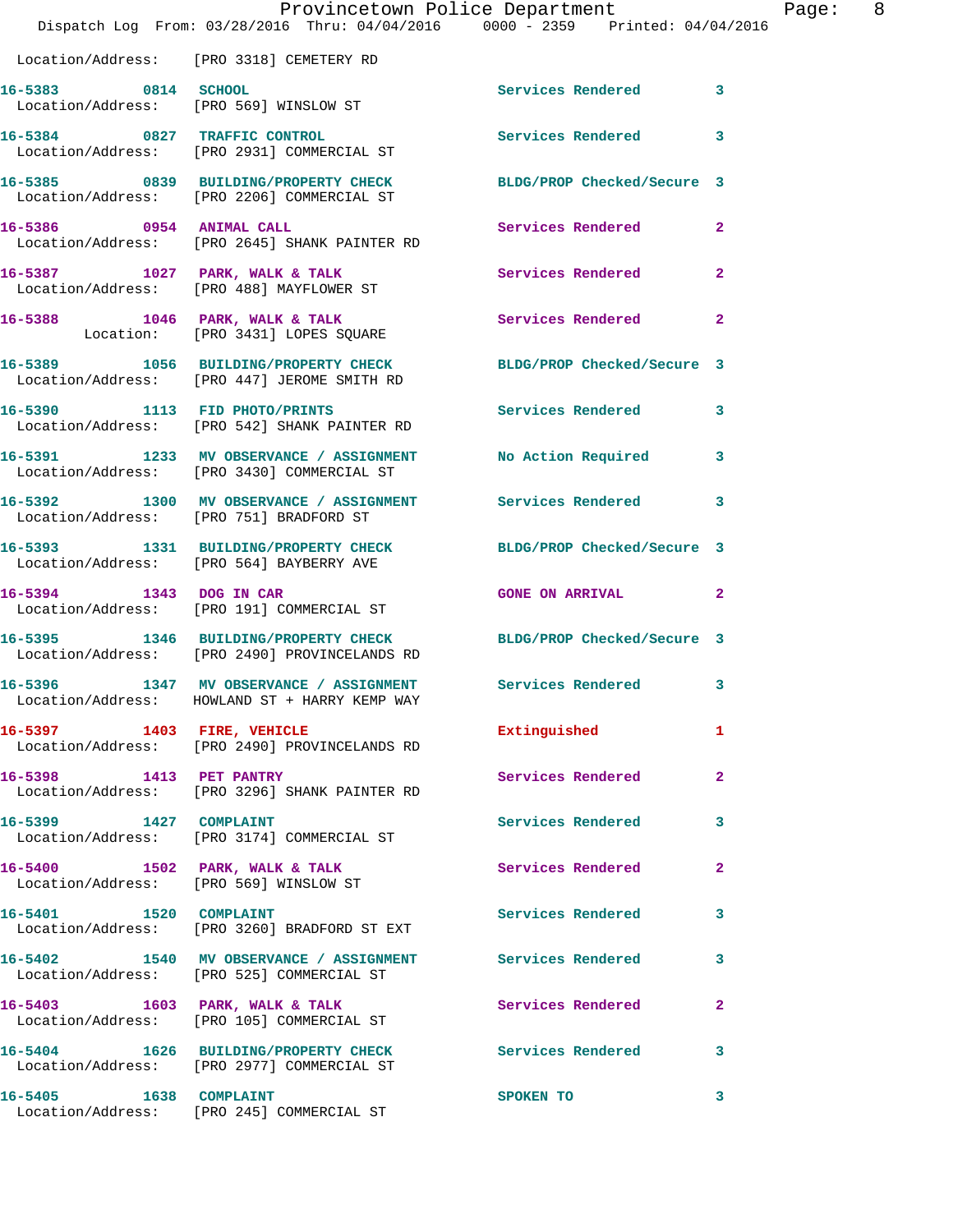Location/Address: [PRO 3318] CEMETERY RD

16-5383 0814 SCHOOL Services Rendered 3
Location/Address: [PRO 569] WINSLOW ST

16-5384 0827 TRAFFIC CONTROL Services Rendered 3
Location/Address: [PRO 2931] COMMERCIAL ST

16-5385 0839 BUILDING/PROPERTY CHECK BLDG/PROP Checked/Secure 3
Location/Address: [PRO 2206] COMMERCIAL ST

16-5386 0954 ANIMAL CALL Services Rendered 2
Location/Address: [PRO 2645] SHANK PAINTER RD

16-5387 1027 PARK, WALK & TALK Services Rendered 2
Location/Address: [PRO 488] MAYFLOWER ST

16-5388 1046 PARK, WALK & TALK Services Rendered 2
Location: [PRO 3431] LOPES SQUARE

16-5389 1056 BUILDING/PROPERTY CHECK BLDG/PROP Checked/Secure 3
Location/Address: [PRO 447] JEROME SMITH RD

16-5390 1113 FID PHOTO/PRINTS Services Rendered 3
Location/Address: [PRO 542] SHANK PAINTER RD

16-5391 1233 MV OBSERVANCE / ASSIGNMENT No Action Required 3
Location/Address: [PRO 3430] COMMERCIAL ST

16-5392 1300 MV OBSERVANCE / ASSIGNMENT Services Rendered 3
Location/Address: [PRO 751] BRADFORD ST

16-5393 1331 BUILDING/PROPERTY CHECK BLDG/PROP Checked/Secure 3
Location/Address: [PRO 564] BAYBERRY AVE

16-5394 1343 DOG IN CAR GONE ON ARRIVAL 2
Location/Address: [PRO 191] COMMERCIAL ST

16-5395 1346 BUILDING/PROPERTY CHECK BLDG/PROP Checked/Secure 3
Location/Address: [PRO 2490] PROVINCELANDS RD

16-5396 1347 MV OBSERVANCE / ASSIGNMENT Services Rendered 3
Location/Address: HOWLAND ST + HARRY KEMP WAY

16-5397 1403 FIRE, VEHICLE Extinguished 1
Location/Address: [PRO 2490] PROVINCELANDS RD

16-5398 1413 PET PANTRY Services Rendered 2
Location/Address: [PRO 3296] SHANK PAINTER RD

16-5399 1427 COMPLAINT Services Rendered 3
Location/Address: [PRO 3174] COMMERCIAL ST

16-5400 1502 PARK, WALK & TALK Services Rendered 2
Location/Address: [PRO 569] WINSLOW ST

16-5401 1520 COMPLAINT Services Rendered 3
Location/Address: [PRO 3260] BRADFORD ST EXT

16-5402 1540 MV OBSERVANCE / ASSIGNMENT Services Rendered 3
Location/Address: [PRO 525] COMMERCIAL ST

16-5403 1603 PARK, WALK & TALK Services Rendered 2
Location/Address: [PRO 105] COMMERCIAL ST

16-5404 1626 BUILDING/PROPERTY CHECK Services Rendered 3
Location/Address: [PRO 2977] COMMERCIAL ST

16-5405 1638 COMPLAINT SPOKEN TO 3
Location/Address: [PRO 245] COMMERCIAL ST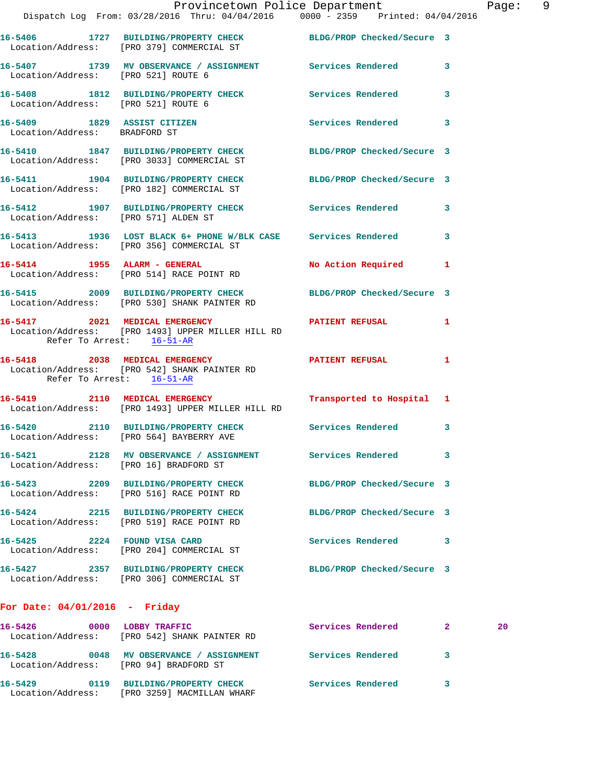16-5406 1727 BUILDING/PROPERTY CHECK BLDG/PROP Checked/Secure 3
Location/Address: [PRO 379] COMMERCIAL ST

16-5407 1739 MV OBSERVATION / ASSIGNMENT Services Rendered 3
Location/Address: [PRO 521] ROUTE 6

16-5408 1812 BUILDING/PROPERTY CHECK Services Rendered 3
Location/Address: [PRO 521] ROUTE 6

16-5409 1829 ASSIST CITIZEN Services Rendered 3
Location/Address: BRADFORD ST

16-5410 1847 BUILDING/PROPERTY CHECK BLDG/PROP Checked/Secure 3
Location/Address: [PRO 3033] COMMERCIAL ST

16-5411 1904 BUILDING/PROPERTY CHECK BLDG/PROP Checked/Secure 3
Location/Address: [PRO 182] COMMERCIAL ST

16-5412 1907 BUILDING/PROPERTY CHECK Services Rendered 3
Location/Address: [PRO 571] ALDEN ST

16-5413 1936 LOST BLACK 6+ PHONE W/BLK CASE Services Rendered 3
Location/Address: [PRO 356] COMMERCIAL ST

16-5414 1955 ALARM - GENERAL No Action Required 1
Location/Address: [PRO 514] RACE POINT RD

16-5415 2009 BUILDING/PROPERTY CHECK BLDG/PROP Checked/Secure 3
Location/Address: [PRO 530] SHANK PAINTER RD

16-5417 2021 MEDICAL EMERGENCY PATIENT REFUSAL 1
Location/Address: [PRO 1493] UPPER MILLER HILL RD
Refer To Arrest: 16-51-AR

16-5418 2038 MEDICAL EMERGENCY PATIENT REFUSAL 1
Location/Address: [PRO 542] SHANK PAINTER RD
Refer To Arrest: 16-51-AR

16-5419 2110 MEDICAL EMERGENCY Transported to Hospital 1
Location/Address: [PRO 1493] UPPER MILLER HILL RD

16-5420 2110 BUILDING/PROPERTY CHECK Services Rendered 3
Location/Address: [PRO 564] BAYBERRY AVE

16-5421 2128 MV OBSERVATION / ASSIGNMENT Services Rendered 3
Location/Address: [PRO 16] BRADFORD ST

16-5423 2209 BUILDING/PROPERTY CHECK BLDG/PROP Checked/Secure 3
Location/Address: [PRO 516] RACE POINT RD

16-5424 2215 BUILDING/PROPERTY CHECK BLDG/PROP Checked/Secure 3
Location/Address: [PRO 519] RACE POINT RD

16-5425 2224 FOUND VISA CARD Services Rendered 3
Location/Address: [PRO 204] COMMERCIAL ST

16-5427 2357 BUILDING/PROPERTY CHECK BLDG/PROP Checked/Secure 3
Location/Address: [PRO 306] COMMERCIAL ST

## For Date: 04/01/2016 - Friday

16-5426 0000 LOBBY TRAFFIC Services Rendered 2 20
Location/Address: [PRO 542] SHANK PAINTER RD

16-5428 0048 MV OBSERVATION / ASSIGNMENT Services Rendered 3
Location/Address: [PRO 94] BRADFORD ST

16-5429 0119 BUILDING/PROPERTY CHECK Services Rendered 3
Location/Address: [PRO 3259] MACMILLAN WHARF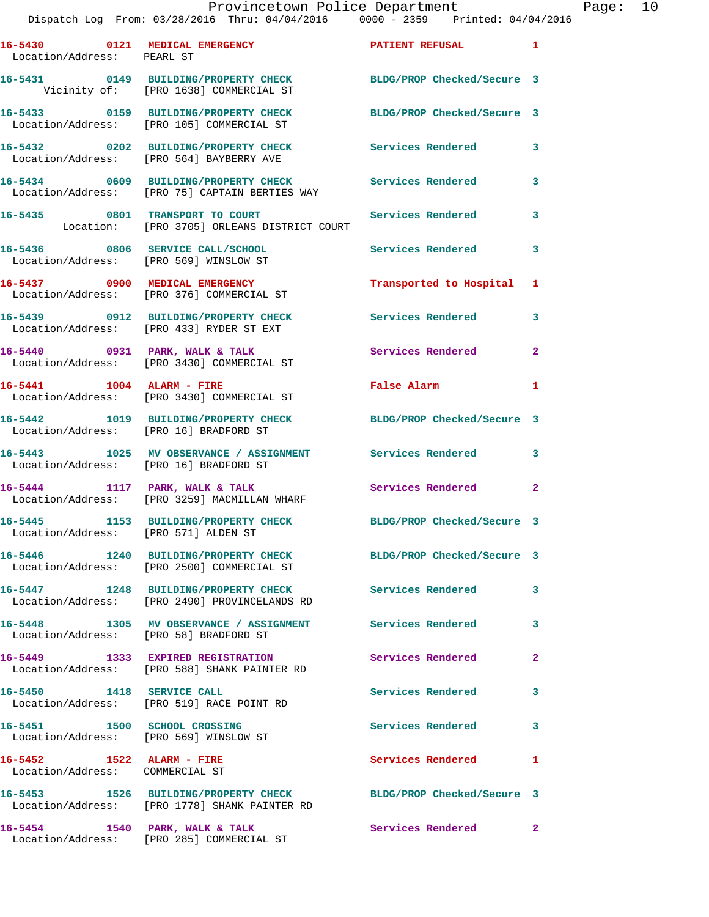16-5430 0121 MEDICAL EMERGENCY PATIENT REFUSAL 1
Location/Address: PEARL ST

16-5431 0149 BUILDING/PROPERTY CHECK BLDG/PROP Checked/Secure 3
Vicinity of: [PRO 1638] COMMERCIAL ST

16-5433 0159 BUILDING/PROPERTY CHECK BLDG/PROP Checked/Secure 3
Location/Address: [PRO 105] COMMERCIAL ST

16-5432 0202 BUILDING/PROPERTY CHECK Services Rendered 3
Location/Address: [PRO 564] BAYBERRY AVE

16-5434 0609 BUILDING/PROPERTY CHECK Services Rendered 3
Location/Address: [PRO 75] CAPTAIN BERTIES WAY

16-5435 0801 TRANSPORT TO COURT Services Rendered 3
Location: [PRO 3705] ORLEANS DISTRICT COURT

16-5436 0806 SERVICE CALL/SCHOOL Services Rendered 3
Location/Address: [PRO 569] WINSLOW ST

16-5437 0900 MEDICAL EMERGENCY Transported to Hospital 1
Location/Address: [PRO 376] COMMERCIAL ST

16-5439 0912 BUILDING/PROPERTY CHECK Services Rendered 3
Location/Address: [PRO 433] RYDER ST EXT

16-5440 0931 PARK, WALK & TALK Services Rendered 2
Location/Address: [PRO 3430] COMMERCIAL ST

16-5441 1004 ALARM - FIRE False Alarm 1
Location/Address: [PRO 3430] COMMERCIAL ST

16-5442 1019 BUILDING/PROPERTY CHECK BLDG/PROP Checked/Secure 3
Location/Address: [PRO 16] BRADFORD ST

16-5443 1025 MV OBSERVANCE / ASSIGNMENT Services Rendered 3
Location/Address: [PRO 16] BRADFORD ST

16-5444 1117 PARK, WALK & TALK Services Rendered 2
Location/Address: [PRO 3259] MACMILLAN WHARF

16-5445 1153 BUILDING/PROPERTY CHECK BLDG/PROP Checked/Secure 3
Location/Address: [PRO 571] ALDEN ST

16-5446 1240 BUILDING/PROPERTY CHECK BLDG/PROP Checked/Secure 3
Location/Address: [PRO 2500] COMMERCIAL ST

16-5447 1248 BUILDING/PROPERTY CHECK Services Rendered 3
Location/Address: [PRO 2490] PROVINCELANDS RD

16-5448 1305 MV OBSERVANCE / ASSIGNMENT Services Rendered 3
Location/Address: [PRO 58] BRADFORD ST

16-5449 1333 EXPIRED REGISTRATION Services Rendered 2
Location/Address: [PRO 588] SHANK PAINTER RD

16-5450 1418 SERVICE CALL Services Rendered 3
Location/Address: [PRO 519] RACE POINT RD

16-5451 1500 SCHOOL CROSSING Services Rendered 3
Location/Address: [PRO 569] WINSLOW ST

16-5452 1522 ALARM - FIRE Services Rendered 1
Location/Address: COMMERCIAL ST

16-5453 1526 BUILDING/PROPERTY CHECK BLDG/PROP Checked/Secure 3
Location/Address: [PRO 1778] SHANK PAINTER RD

16-5454 1540 PARK, WALK & TALK Services Rendered 2
Location/Address: [PRO 285] COMMERCIAL ST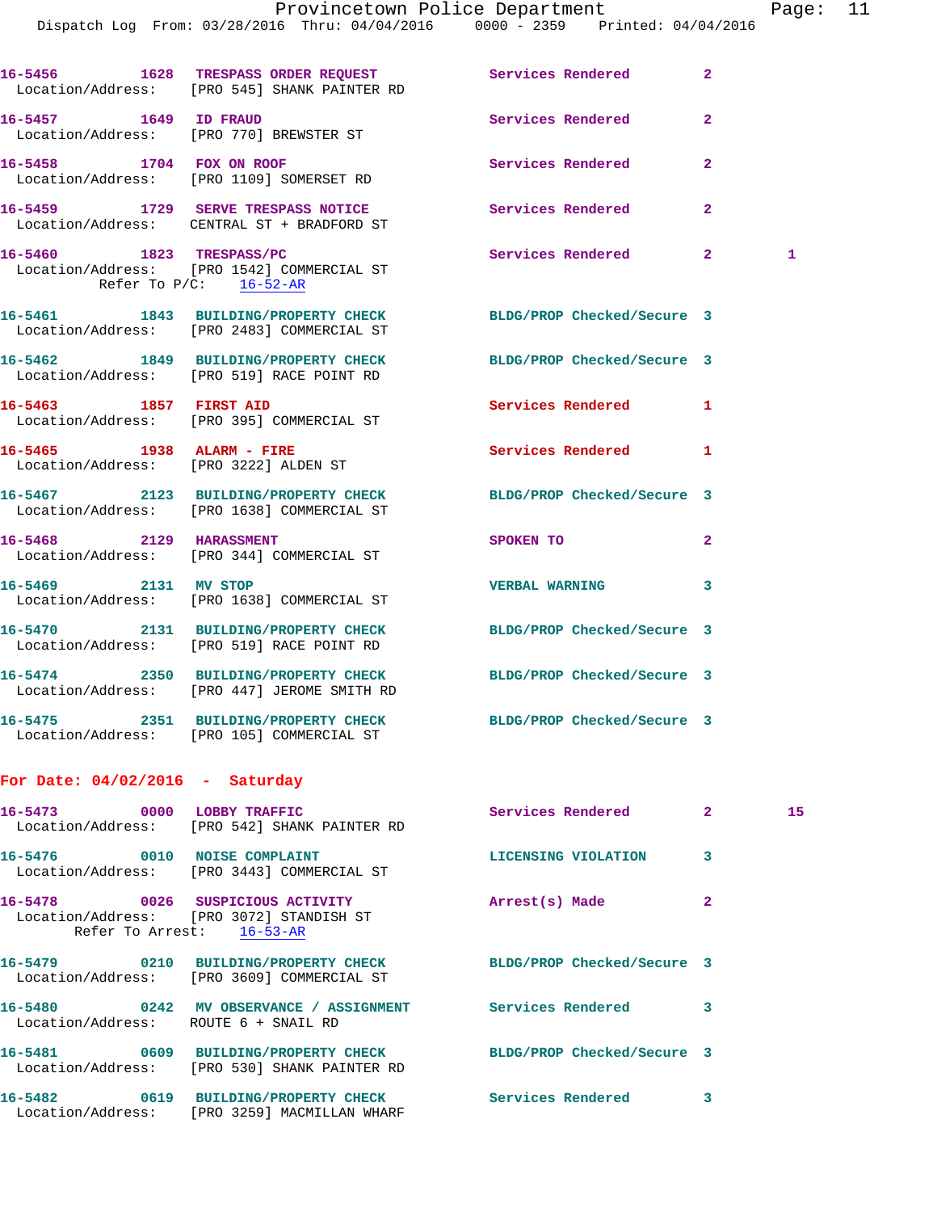16-5456 1628 TRESPASS ORDER REQUEST Services Rendered 2
Location/Address: [PRO 545] SHANK PAINTER RD

16-5457 1649 ID FRAUD Services Rendered 2
Location/Address: [PRO 770] BREWSTER ST

16-5458 1704 FOX ON ROOF Services Rendered 2
Location/Address: [PRO 1109] SOMERSET RD

16-5459 1729 SERVE TRESPASS NOTICE Services Rendered 2
Location/Address: CENTRAL ST + BRADFORD ST

16-5460 1823 TRESPASS/PC Services Rendered 2 1
Location/Address: [PRO 1542] COMMERCIAL ST
Refer To P/C: 16-52-AR

16-5461 1843 BUILDING/PROPERTY CHECK BLDG/PROP Checked/Secure 3
Location/Address: [PRO 2483] COMMERCIAL ST

16-5462 1849 BUILDING/PROPERTY CHECK BLDG/PROP Checked/Secure 3
Location/Address: [PRO 519] RACE POINT RD

16-5463 1857 FIRST AID Services Rendered 1
Location/Address: [PRO 395] COMMERCIAL ST

16-5465 1938 ALARM - FIRE Services Rendered 1
Location/Address: [PRO 3222] ALDEN ST

16-5467 2123 BUILDING/PROPERTY CHECK BLDG/PROP Checked/Secure 3
Location/Address: [PRO 1638] COMMERCIAL ST

16-5468 2129 HARASSMENT SPOKEN TO 2
Location/Address: [PRO 344] COMMERCIAL ST

16-5469 2131 MV STOP VERBAL WARNING 3
Location/Address: [PRO 1638] COMMERCIAL ST

16-5470 2131 BUILDING/PROPERTY CHECK BLDG/PROP Checked/Secure 3
Location/Address: [PRO 519] RACE POINT RD

16-5474 2350 BUILDING/PROPERTY CHECK BLDG/PROP Checked/Secure 3
Location/Address: [PRO 447] JEROME SMITH RD

16-5475 2351 BUILDING/PROPERTY CHECK BLDG/PROP Checked/Secure 3
Location/Address: [PRO 105] COMMERCIAL ST

**For Date: 04/02/2016 - Saturday**

16-5473 0000 LOBBY TRAFFIC Services Rendered 2 15
Location/Address: [PRO 542] SHANK PAINTER RD

16-5476 0010 NOISE COMPLAINT LICENSING VIOLATION 3
Location/Address: [PRO 3443] COMMERCIAL ST

16-5478 0026 SUSPICIOUS ACTIVITY Arrest(s) Made 2
Location/Address: [PRO 3072] STANDISH ST
Refer To Arrest: 16-53-AR

16-5479 0210 BUILDING/PROPERTY CHECK BLDG/PROP Checked/Secure 3
Location/Address: [PRO 3609] COMMERCIAL ST

16-5480 0242 MV OBSERVANCE / ASSIGNMENT Services Rendered 3
Location/Address: ROUTE 6 + SNAIL RD

16-5481 0609 BUILDING/PROPERTY CHECK BLDG/PROP Checked/Secure 3
Location/Address: [PRO 530] SHANK PAINTER RD

16-5482 0619 BUILDING/PROPERTY CHECK Services Rendered 3
Location/Address: [PRO 3259] MACMILLAN WHARF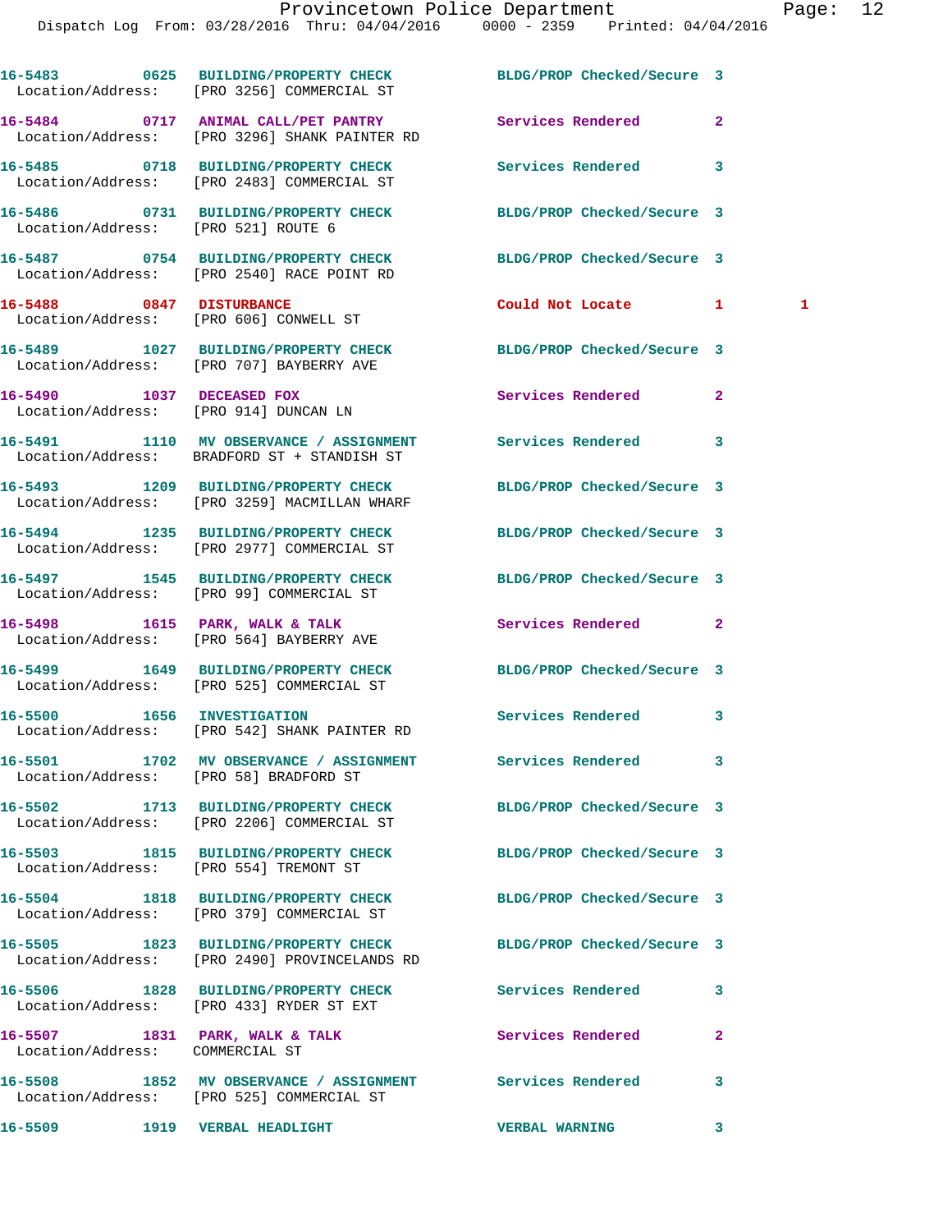16-5483 0625 BUILDING/PROPERTY CHECK BLDG/PROP Checked/Secure 3
Location/Address: [PRO 3256] COMMERCIAL ST

16-5484 0717 ANIMAL CALL/PET PANTRY Services Rendered 2
Location/Address: [PRO 3296] SHANK PAINTER RD

16-5485 0718 BUILDING/PROPERTY CHECK Services Rendered 3
Location/Address: [PRO 2483] COMMERCIAL ST

16-5486 0731 BUILDING/PROPERTY CHECK BLDG/PROP Checked/Secure 3
Location/Address: [PRO 521] ROUTE 6

16-5487 0754 BUILDING/PROPERTY CHECK BLDG/PROP Checked/Secure 3
Location/Address: [PRO 2540] RACE POINT RD

16-5488 0847 DISTURBANCE Could Not Locate 1 1
Location/Address: [PRO 606] CONWELL ST

16-5489 1027 BUILDING/PROPERTY CHECK BLDG/PROP Checked/Secure 3
Location/Address: [PRO 707] BAYBERRY AVE

16-5490 1037 DECEASED FOX Services Rendered 2
Location/Address: [PRO 914] DUNCAN LN

16-5491 1110 MV OBSERVANCE / ASSIGNMENT Services Rendered 3
Location/Address: BRADFORD ST + STANDISH ST

16-5493 1209 BUILDING/PROPERTY CHECK BLDG/PROP Checked/Secure 3
Location/Address: [PRO 3259] MACMILLAN WHARF

16-5494 1235 BUILDING/PROPERTY CHECK BLDG/PROP Checked/Secure 3
Location/Address: [PRO 2977] COMMERCIAL ST

16-5497 1545 BUILDING/PROPERTY CHECK BLDG/PROP Checked/Secure 3
Location/Address: [PRO 99] COMMERCIAL ST

16-5498 1615 PARK, WALK & TALK Services Rendered 2
Location/Address: [PRO 564] BAYBERRY AVE

16-5499 1649 BUILDING/PROPERTY CHECK BLDG/PROP Checked/Secure 3
Location/Address: [PRO 525] COMMERCIAL ST

16-5500 1656 INVESTIGATION Services Rendered 3
Location/Address: [PRO 542] SHANK PAINTER RD

16-5501 1702 MV OBSERVANCE / ASSIGNMENT Services Rendered 3
Location/Address: [PRO 58] BRADFORD ST

16-5502 1713 BUILDING/PROPERTY CHECK BLDG/PROP Checked/Secure 3
Location/Address: [PRO 2206] COMMERCIAL ST

16-5503 1815 BUILDING/PROPERTY CHECK BLDG/PROP Checked/Secure 3
Location/Address: [PRO 554] TREMONT ST

16-5504 1818 BUILDING/PROPERTY CHECK BLDG/PROP Checked/Secure 3
Location/Address: [PRO 379] COMMERCIAL ST

16-5505 1823 BUILDING/PROPERTY CHECK BLDG/PROP Checked/Secure 3
Location/Address: [PRO 2490] PROVINCELANDS RD

16-5506 1828 BUILDING/PROPERTY CHECK Services Rendered 3
Location/Address: [PRO 433] RYDER ST EXT

16-5507 1831 PARK, WALK & TALK Services Rendered 2
Location/Address: COMMERCIAL ST

16-5508 1852 MV OBSERVANCE / ASSIGNMENT Services Rendered 3
Location/Address: [PRO 525] COMMERCIAL ST

16-5509 1919 VERBAL HEADLIGHT VERBAL WARNING 3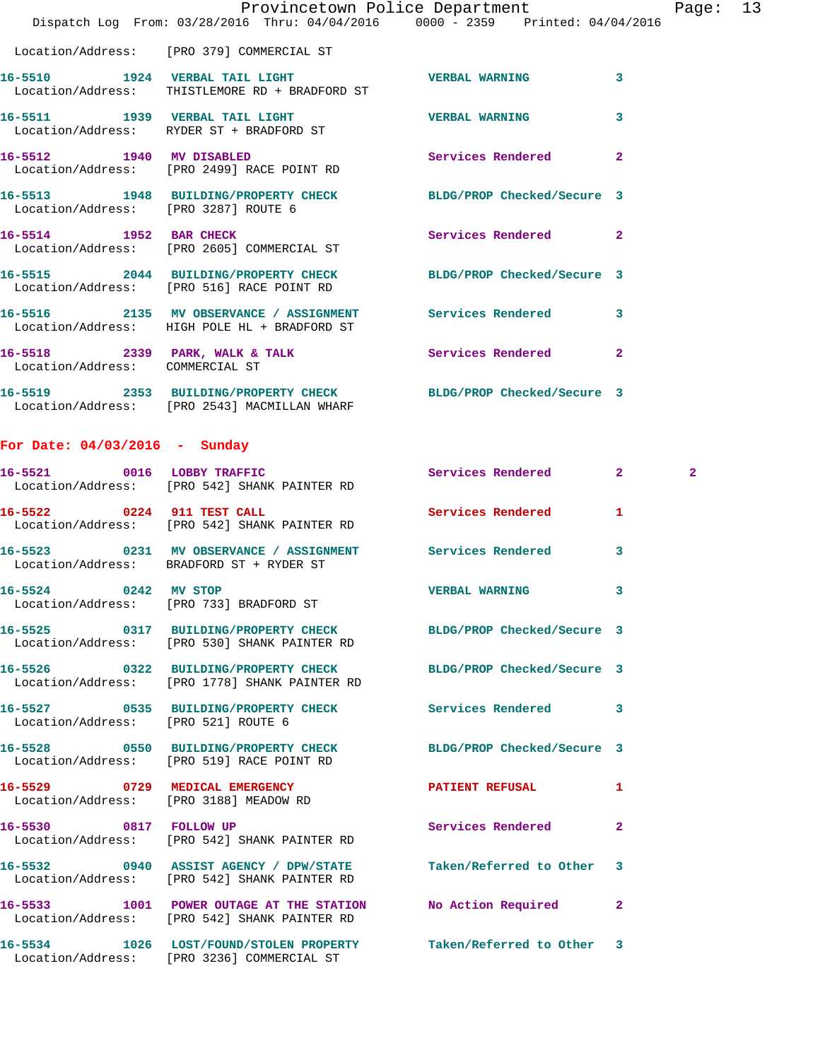Location/Address: [PRO 379] COMMERCIAL ST

16-5510 1924 VERBAL TAIL LIGHT VERBAL WARNING 3
Location/Address: THISTLEMORE RD + BRADFORD ST

16-5511 1939 VERBAL TAIL LIGHT VERBAL WARNING 3
Location/Address: RYDER ST + BRADFORD ST

16-5512 1940 MV DISABLED Services Rendered 2
Location/Address: [PRO 2499] RACE POINT RD

16-5513 1948 BUILDING/PROPERTY CHECK BLDG/PROP Checked/Secure 3
Location/Address: [PRO 3287] ROUTE 6

16-5514 1952 BAR CHECK Services Rendered 2
Location/Address: [PRO 2605] COMMERCIAL ST

16-5515 2044 BUILDING/PROPERTY CHECK BLDG/PROP Checked/Secure 3
Location/Address: [PRO 516] RACE POINT RD

16-5516 2135 MV OBSERVANCE / ASSIGNMENT Services Rendered 3
Location/Address: HIGH POLE HL + BRADFORD ST

16-5518 2339 PARK, WALK & TALK Services Rendered 2
Location/Address: COMMERCIAL ST

16-5519 2353 BUILDING/PROPERTY CHECK BLDG/PROP Checked/Secure 3
Location/Address: [PRO 2543] MACMILLAN WHARF

## For Date: 04/03/2016 - Sunday

16-5521 0016 LOBBY TRAFFIC Services Rendered 2 2
Location/Address: [PRO 542] SHANK PAINTER RD

16-5522 0224 911 TEST CALL Services Rendered 1
Location/Address: [PRO 542] SHANK PAINTER RD

16-5523 0231 MV OBSERVANCE / ASSIGNMENT Services Rendered 3
Location/Address: BRADFORD ST + RYDER ST

16-5524 0242 MV STOP VERBAL WARNING 3
Location/Address: [PRO 733] BRADFORD ST

16-5525 0317 BUILDING/PROPERTY CHECK BLDG/PROP Checked/Secure 3
Location/Address: [PRO 530] SHANK PAINTER RD

16-5526 0322 BUILDING/PROPERTY CHECK BLDG/PROP Checked/Secure 3
Location/Address: [PRO 1778] SHANK PAINTER RD

16-5527 0535 BUILDING/PROPERTY CHECK Services Rendered 3
Location/Address: [PRO 521] ROUTE 6

16-5528 0550 BUILDING/PROPERTY CHECK BLDG/PROP Checked/Secure 3
Location/Address: [PRO 519] RACE POINT RD

16-5529 0729 MEDICAL EMERGENCY PATIENT REFUSAL 1
Location/Address: [PRO 3188] MEADOW RD

16-5530 0817 FOLLOW UP Services Rendered 2
Location/Address: [PRO 542] SHANK PAINTER RD

16-5532 0940 ASSIST AGENCY / DPW/STATE Taken/Referred to Other 3
Location/Address: [PRO 542] SHANK PAINTER RD

16-5533 1001 POWER OUTAGE AT THE STATION No Action Required 2
Location/Address: [PRO 542] SHANK PAINTER RD

16-5534 1026 LOST/FOUND/STOLEN PROPERTY Taken/Referred to Other 3
Location/Address: [PRO 3236] COMMERCIAL ST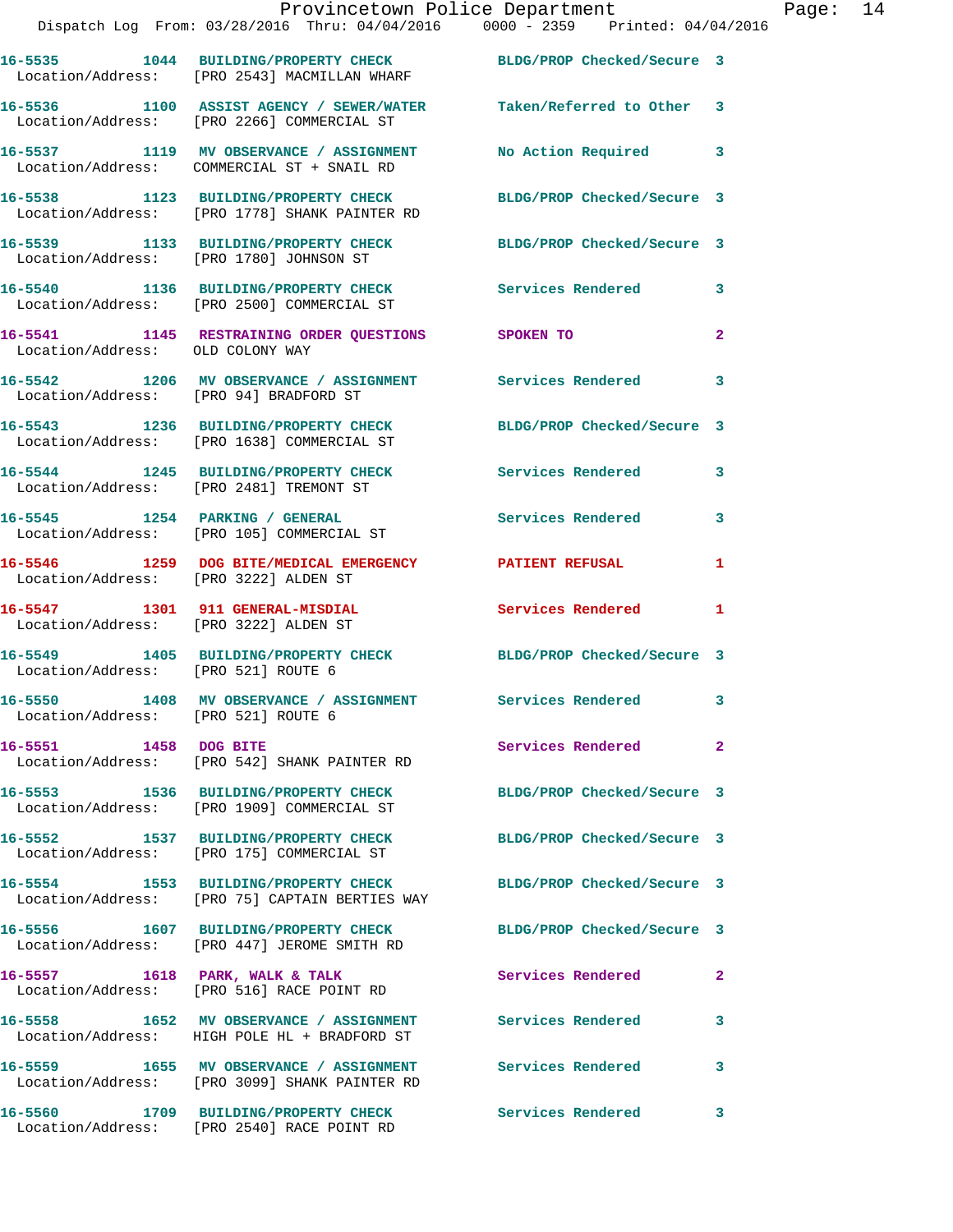16-5535 1044 BUILDING/PROPERTY CHECK BLDG/PROP Checked/Secure 3
Location/Address: [PRO 2543] MACMILLAN WHARF

16-5536 1100 ASSIST AGENCY / SEWER/WATER Taken/Referred to Other 3
Location/Address: [PRO 2266] COMMERCIAL ST

16-5537 1119 MV OBSERVANCE / ASSIGNMENT No Action Required 3
Location/Address: COMMERCIAL ST + SNAIL RD

16-5538 1123 BUILDING/PROPERTY CHECK BLDG/PROP Checked/Secure 3
Location/Address: [PRO 1778] SHANK PAINTER RD

16-5539 1133 BUILDING/PROPERTY CHECK BLDG/PROP Checked/Secure 3
Location/Address: [PRO 1780] JOHNSON ST

16-5540 1136 BUILDING/PROPERTY CHECK Services Rendered 3
Location/Address: [PRO 2500] COMMERCIAL ST

16-5541 1145 RESTRAINING ORDER QUESTIONS SPOKEN TO 2
Location/Address: OLD COLONY WAY

16-5542 1206 MV OBSERVANCE / ASSIGNMENT Services Rendered 3
Location/Address: [PRO 94] BRADFORD ST

16-5543 1236 BUILDING/PROPERTY CHECK BLDG/PROP Checked/Secure 3
Location/Address: [PRO 1638] COMMERCIAL ST

16-5544 1245 BUILDING/PROPERTY CHECK Services Rendered 3
Location/Address: [PRO 2481] TREMONT ST

16-5545 1254 PARKING / GENERAL Services Rendered 3
Location/Address: [PRO 105] COMMERCIAL ST

16-5546 1259 DOG BITE/MEDICAL EMERGENCY PATIENT REFUSAL 1
Location/Address: [PRO 3222] ALDEN ST

16-5547 1301 911 GENERAL-MISDIAL Services Rendered 1
Location/Address: [PRO 3222] ALDEN ST

16-5549 1405 BUILDING/PROPERTY CHECK BLDG/PROP Checked/Secure 3
Location/Address: [PRO 521] ROUTE 6

16-5550 1408 MV OBSERVANCE / ASSIGNMENT Services Rendered 3
Location/Address: [PRO 521] ROUTE 6

16-5551 1458 DOG BITE Services Rendered 2
Location/Address: [PRO 542] SHANK PAINTER RD

16-5553 1536 BUILDING/PROPERTY CHECK BLDG/PROP Checked/Secure 3
Location/Address: [PRO 1909] COMMERCIAL ST

16-5552 1537 BUILDING/PROPERTY CHECK BLDG/PROP Checked/Secure 3
Location/Address: [PRO 175] COMMERCIAL ST

16-5554 1553 BUILDING/PROPERTY CHECK BLDG/PROP Checked/Secure 3
Location/Address: [PRO 75] CAPTAIN BERTIES WAY

16-5556 1607 BUILDING/PROPERTY CHECK BLDG/PROP Checked/Secure 3
Location/Address: [PRO 447] JEROME SMITH RD

16-5557 1618 PARK, WALK & TALK Services Rendered 2
Location/Address: [PRO 516] RACE POINT RD

16-5558 1652 MV OBSERVANCE / ASSIGNMENT Services Rendered 3
Location/Address: HIGH POLE HL + BRADFORD ST

16-5559 1655 MV OBSERVANCE / ASSIGNMENT Services Rendered 3
Location/Address: [PRO 3099] SHANK PAINTER RD

16-5560 1709 BUILDING/PROPERTY CHECK Services Rendered 3
Location/Address: [PRO 2540] RACE POINT RD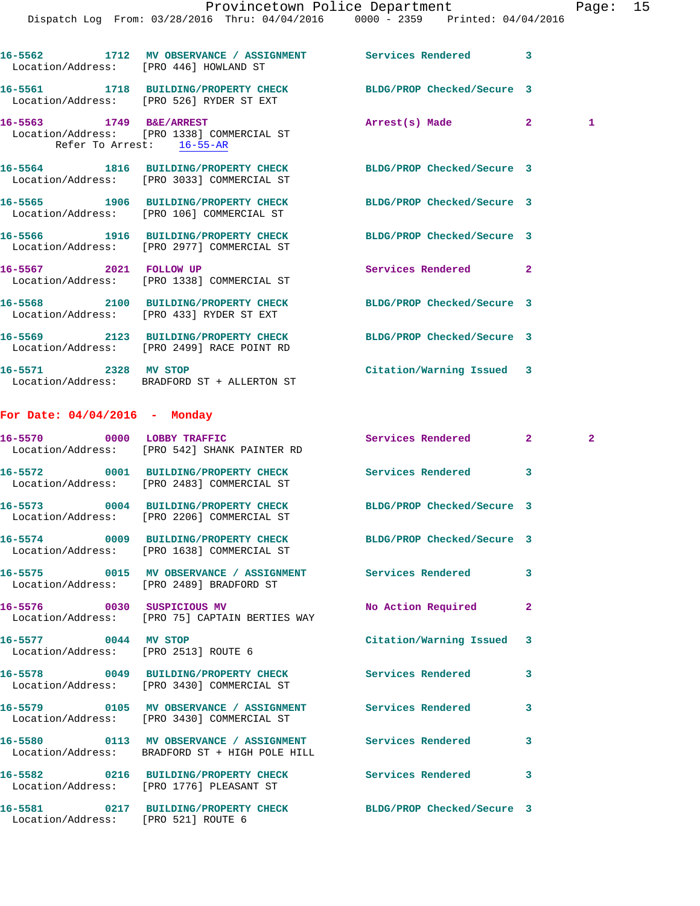16-5562 1712 MV OBSERVANCE / ASSIGNMENT Services Rendered 3
Location/Address: [PRO 446] HOWLAND ST

16-5561 1718 BUILDING/PROPERTY CHECK BLDG/PROP Checked/Secure 3
Location/Address: [PRO 526] RYDER ST EXT

16-5563 1749 B&E/ARREST Arrest(s) Made 2 1
Location/Address: [PRO 1338] COMMERCIAL ST
Refer To Arrest: 16-55-AR

16-5564 1816 BUILDING/PROPERTY CHECK BLDG/PROP Checked/Secure 3
Location/Address: [PRO 3033] COMMERCIAL ST

16-5565 1906 BUILDING/PROPERTY CHECK BLDG/PROP Checked/Secure 3
Location/Address: [PRO 106] COMMERCIAL ST

16-5566 1916 BUILDING/PROPERTY CHECK BLDG/PROP Checked/Secure 3
Location/Address: [PRO 2977] COMMERCIAL ST

16-5567 2021 FOLLOW UP Services Rendered 2
Location/Address: [PRO 1338] COMMERCIAL ST

16-5568 2100 BUILDING/PROPERTY CHECK BLDG/PROP Checked/Secure 3
Location/Address: [PRO 433] RYDER ST EXT

16-5569 2123 BUILDING/PROPERTY CHECK BLDG/PROP Checked/Secure 3
Location/Address: [PRO 2499] RACE POINT RD

16-5571 2328 MV STOP Citation/Warning Issued 3
Location/Address: BRADFORD ST + ALLERTON ST

## For Date: 04/04/2016 - Monday

16-5570 0000 LOBBY TRAFFIC Services Rendered 2 2
Location/Address: [PRO 542] SHANK PAINTER RD

16-5572 0001 BUILDING/PROPERTY CHECK Services Rendered 3
Location/Address: [PRO 2483] COMMERCIAL ST

16-5573 0004 BUILDING/PROPERTY CHECK BLDG/PROP Checked/Secure 3
Location/Address: [PRO 2206] COMMERCIAL ST

16-5574 0009 BUILDING/PROPERTY CHECK BLDG/PROP Checked/Secure 3
Location/Address: [PRO 1638] COMMERCIAL ST

16-5575 0015 MV OBSERVANCE / ASSIGNMENT Services Rendered 3
Location/Address: [PRO 2489] BRADFORD ST

16-5576 0030 SUSPICIOUS MV No Action Required 2
Location/Address: [PRO 75] CAPTAIN BERTIES WAY

16-5577 0044 MV STOP Citation/Warning Issued 3
Location/Address: [PRO 2513] ROUTE 6

16-5578 0049 BUILDING/PROPERTY CHECK Services Rendered 3
Location/Address: [PRO 3430] COMMERCIAL ST

16-5579 0105 MV OBSERVANCE / ASSIGNMENT Services Rendered 3
Location/Address: [PRO 3430] COMMERCIAL ST

16-5580 0113 MV OBSERVANCE / ASSIGNMENT Services Rendered 3
Location/Address: BRADFORD ST + HIGH POLE HILL

16-5582 0216 BUILDING/PROPERTY CHECK Services Rendered 3
Location/Address: [PRO 1776] PLEASANT ST

16-5581 0217 BUILDING/PROPERTY CHECK BLDG/PROP Checked/Secure 3
Location/Address: [PRO 521] ROUTE 6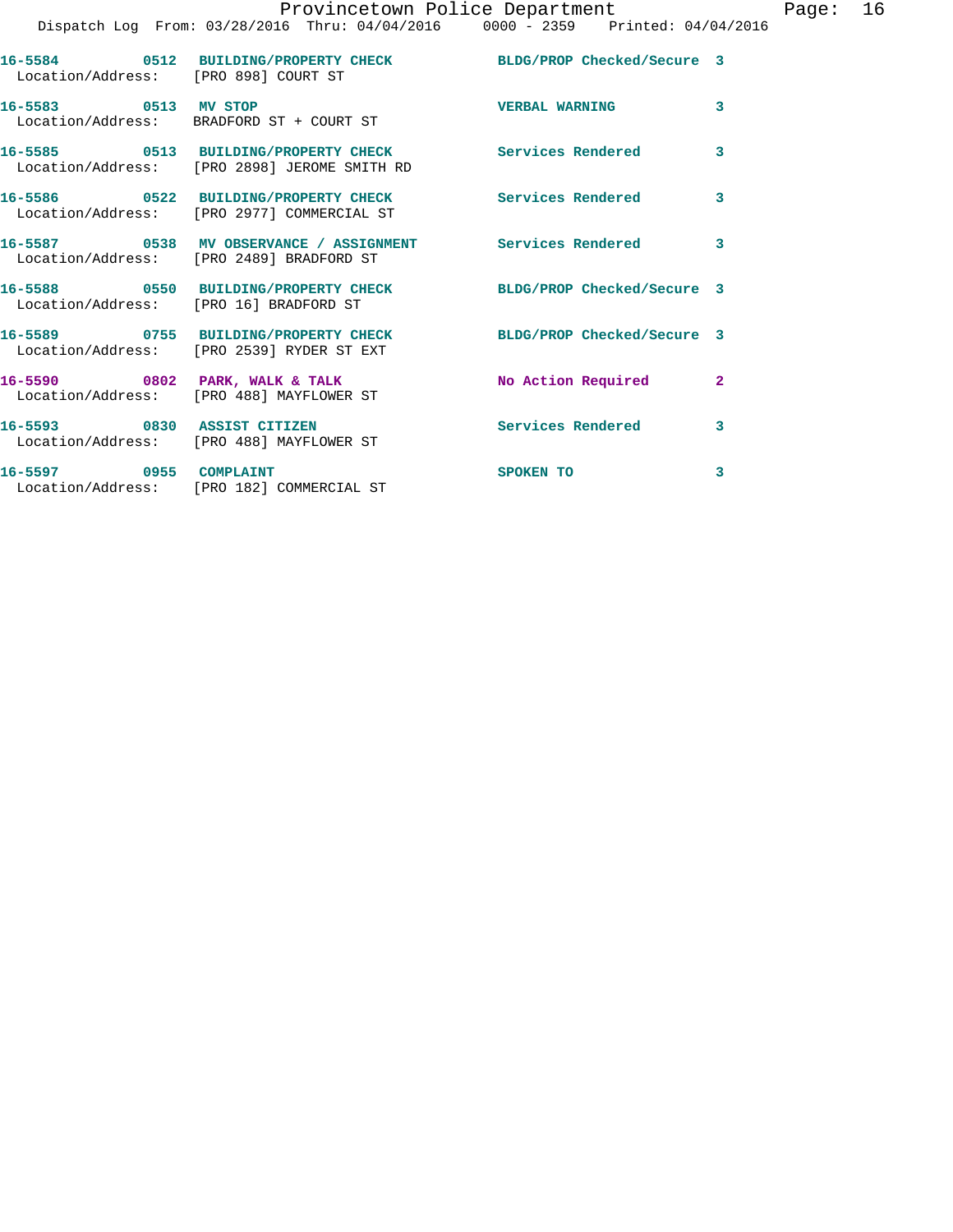16-5584 0512 BUILDING/PROPERTY CHECK BLDG/PROP Checked/Secure 3
Location/Address: [PRO 898] COURT ST

16-5583 0513 MV STOP VERBAL WARNING 3
Location/Address: BRADFORD ST + COURT ST

16-5585 0513 BUILDING/PROPERTY CHECK Services Rendered 3
Location/Address: [PRO 2898] JEROME SMITH RD

16-5586 0522 BUILDING/PROPERTY CHECK Services Rendered 3
Location/Address: [PRO 2977] COMMERCIAL ST

16-5587 0538 MV OBSERVANCE / ASSIGNMENT Services Rendered 3
Location/Address: [PRO 2489] BRADFORD ST

16-5588 0550 BUILDING/PROPERTY CHECK BLDG/PROP Checked/Secure 3
Location/Address: [PRO 16] BRADFORD ST

16-5589 0755 BUILDING/PROPERTY CHECK BLDG/PROP Checked/Secure 3
Location/Address: [PRO 2539] RYDER ST EXT

16-5590 0802 PARK, WALK & TALK No Action Required 2
Location/Address: [PRO 488] MAYFLOWER ST

16-5593 0830 ASSIST CITIZEN Services Rendered 3
Location/Address: [PRO 488] MAYFLOWER ST

16-5597 0955 COMPLAINT SPOKEN TO 3
Location/Address: [PRO 182] COMMERCIAL ST